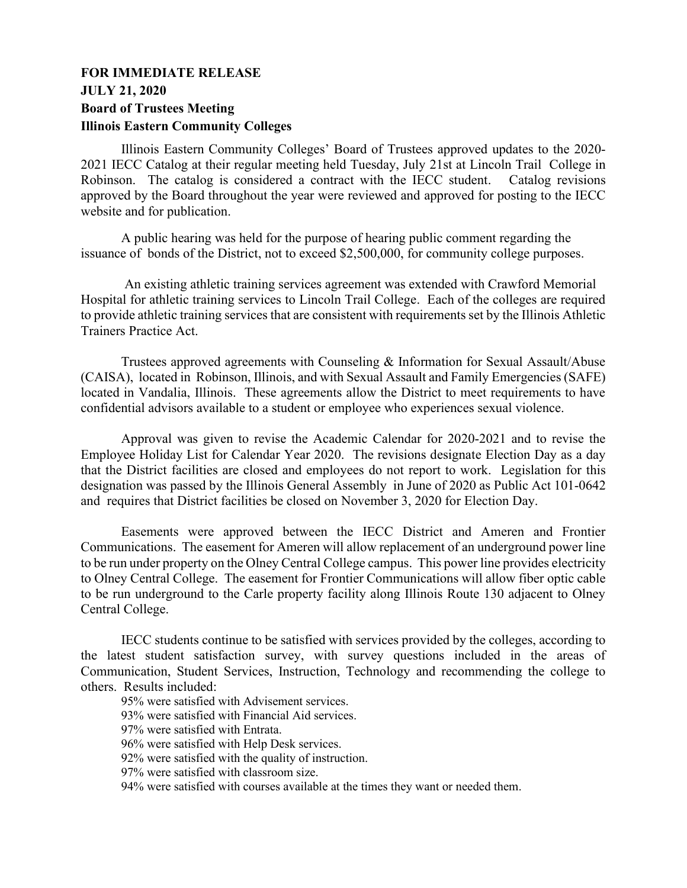**FOR IMMEDIATE RELEASE**
**JULY 21, 2020**
**Board of Trustees Meeting**
**Illinois Eastern Community Colleges**

Illinois Eastern Community Colleges' Board of Trustees approved updates to the 2020-2021 IECC Catalog at their regular meeting held Tuesday, July 21st at Lincoln Trail College in Robinson. The catalog is considered a contract with the IECC student. Catalog revisions approved by the Board throughout the year were reviewed and approved for posting to the IECC website and for publication.

A public hearing was held for the purpose of hearing public comment regarding the issuance of bonds of the District, not to exceed $2,500,000, for community college purposes.

An existing athletic training services agreement was extended with Crawford Memorial Hospital for athletic training services to Lincoln Trail College. Each of the colleges are required to provide athletic training services that are consistent with requirements set by the Illinois Athletic Trainers Practice Act.

Trustees approved agreements with Counseling & Information for Sexual Assault/Abuse (CAISA), located in Robinson, Illinois, and with Sexual Assault and Family Emergencies (SAFE) located in Vandalia, Illinois. These agreements allow the District to meet requirements to have confidential advisors available to a student or employee who experiences sexual violence.

Approval was given to revise the Academic Calendar for 2020-2021 and to revise the Employee Holiday List for Calendar Year 2020. The revisions designate Election Day as a day that the District facilities are closed and employees do not report to work. Legislation for this designation was passed by the Illinois General Assembly in June of 2020 as Public Act 101-0642 and requires that District facilities be closed on November 3, 2020 for Election Day.

Easements were approved between the IECC District and Ameren and Frontier Communications. The easement for Ameren will allow replacement of an underground power line to be run under property on the Olney Central College campus. This power line provides electricity to Olney Central College. The easement for Frontier Communications will allow fiber optic cable to be run underground to the Carle property facility along Illinois Route 130 adjacent to Olney Central College.

IECC students continue to be satisfied with services provided by the colleges, according to the latest student satisfaction survey, with survey questions included in the areas of Communication, Student Services, Instruction, Technology and recommending the college to others. Results included:

95% were satisfied with Advisement services.
93% were satisfied with Financial Aid services.
97% were satisfied with Entrata.
96% were satisfied with Help Desk services.
92% were satisfied with the quality of instruction.
97% were satisfied with classroom size.
94% were satisfied with courses available at the times they want or needed them.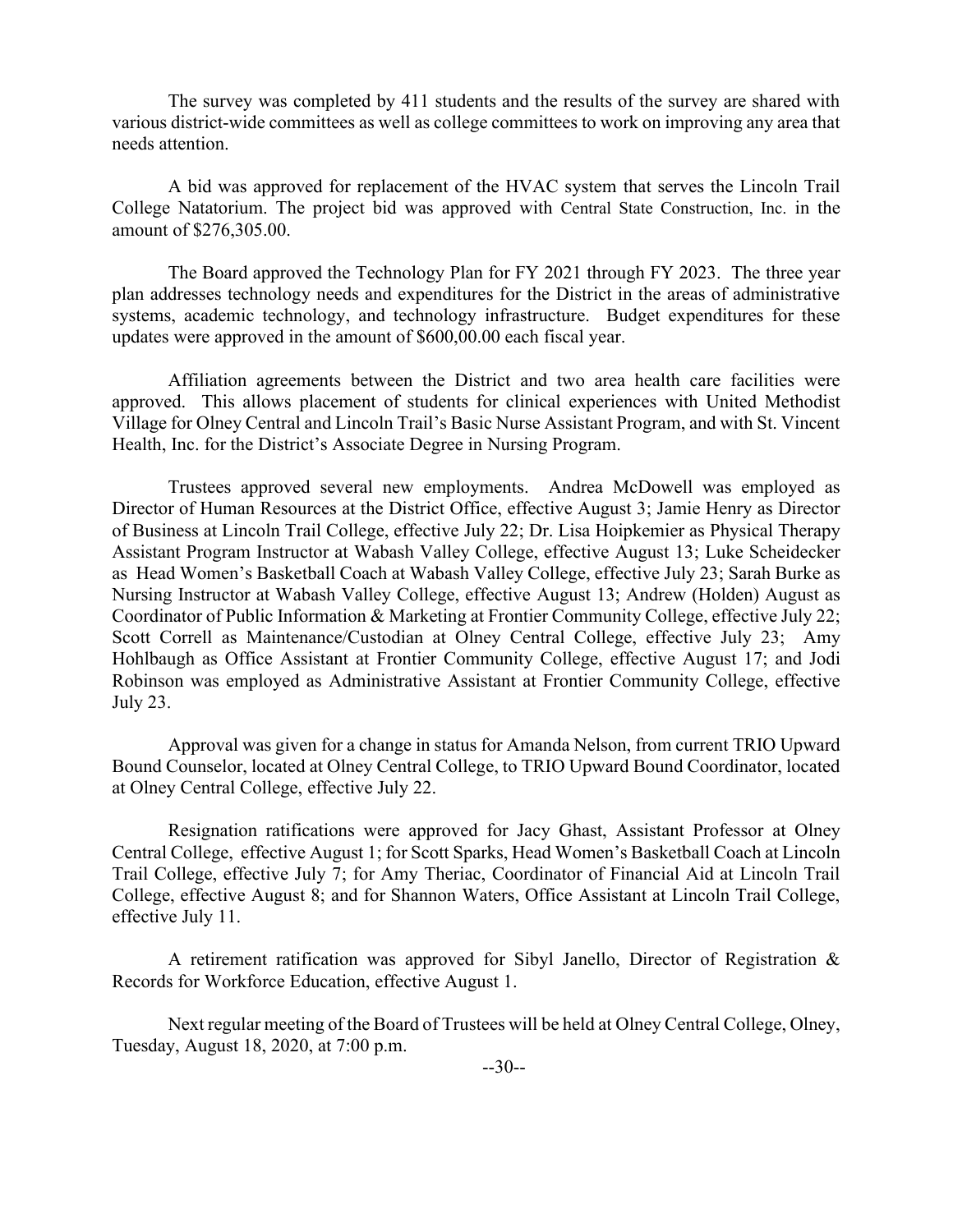The survey was completed by 411 students and the results of the survey are shared with various district-wide committees as well as college committees to work on improving any area that needs attention.

A bid was approved for replacement of the HVAC system that serves the Lincoln Trail College Natatorium. The project bid was approved with Central State Construction, Inc. in the amount of $276,305.00.

The Board approved the Technology Plan for FY 2021 through FY 2023. The three year plan addresses technology needs and expenditures for the District in the areas of administrative systems, academic technology, and technology infrastructure. Budget expenditures for these updates were approved in the amount of $600,00.00 each fiscal year.

Affiliation agreements between the District and two area health care facilities were approved. This allows placement of students for clinical experiences with United Methodist Village for Olney Central and Lincoln Trail's Basic Nurse Assistant Program, and with St. Vincent Health, Inc. for the District's Associate Degree in Nursing Program.

Trustees approved several new employments. Andrea McDowell was employed as Director of Human Resources at the District Office, effective August 3; Jamie Henry as Director of Business at Lincoln Trail College, effective July 22; Dr. Lisa Hoipkemier as Physical Therapy Assistant Program Instructor at Wabash Valley College, effective August 13; Luke Scheidecker as Head Women's Basketball Coach at Wabash Valley College, effective July 23; Sarah Burke as Nursing Instructor at Wabash Valley College, effective August 13; Andrew (Holden) August as Coordinator of Public Information & Marketing at Frontier Community College, effective July 22; Scott Correll as Maintenance/Custodian at Olney Central College, effective July 23; Amy Hohlbaugh as Office Assistant at Frontier Community College, effective August 17; and Jodi Robinson was employed as Administrative Assistant at Frontier Community College, effective July 23.

Approval was given for a change in status for Amanda Nelson, from current TRIO Upward Bound Counselor, located at Olney Central College, to TRIO Upward Bound Coordinator, located at Olney Central College, effective July 22.

Resignation ratifications were approved for Jacy Ghast, Assistant Professor at Olney Central College, effective August 1; for Scott Sparks, Head Women's Basketball Coach at Lincoln Trail College, effective July 7; for Amy Theriac, Coordinator of Financial Aid at Lincoln Trail College, effective August 8; and for Shannon Waters, Office Assistant at Lincoln Trail College, effective July 11.

A retirement ratification was approved for Sibyl Janello, Director of Registration & Records for Workforce Education, effective August 1.

Next regular meeting of the Board of Trustees will be held at Olney Central College, Olney, Tuesday, August 18, 2020, at 7:00 p.m.

--30--